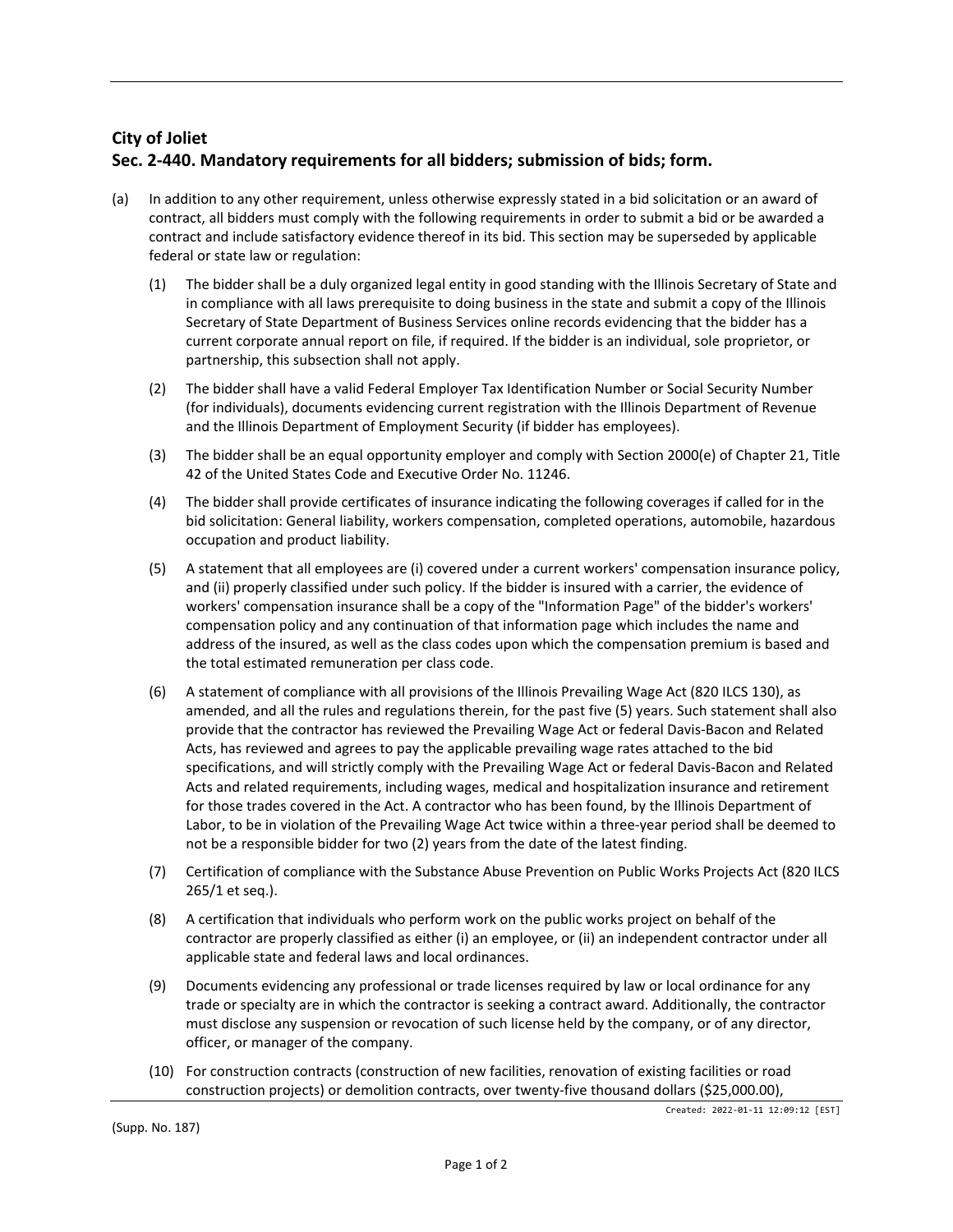# City of Joliet

## Sec. 2-440. Mandatory requirements for all bidders; submission of bids; form.

(a) In addition to any other requirement, unless otherwise expressly stated in a bid solicitation or an award of contract, all bidders must comply with the following requirements in order to submit a bid or be awarded a contract and include satisfactory evidence thereof in its bid. This section may be superseded by applicable federal or state law or regulation:

(1) The bidder shall be a duly organized legal entity in good standing with the Illinois Secretary of State and in compliance with all laws prerequisite to doing business in the state and submit a copy of the Illinois Secretary of State Department of Business Services online records evidencing that the bidder has a current corporate annual report on file, if required. If the bidder is an individual, sole proprietor, or partnership, this subsection shall not apply.

(2) The bidder shall have a valid Federal Employer Tax Identification Number or Social Security Number (for individuals), documents evidencing current registration with the Illinois Department of Revenue and the Illinois Department of Employment Security (if bidder has employees).

(3) The bidder shall be an equal opportunity employer and comply with Section 2000(e) of Chapter 21, Title 42 of the United States Code and Executive Order No. 11246.

(4) The bidder shall provide certificates of insurance indicating the following coverages if called for in the bid solicitation: General liability, workers compensation, completed operations, automobile, hazardous occupation and product liability.

(5) A statement that all employees are (i) covered under a current workers' compensation insurance policy, and (ii) properly classified under such policy. If the bidder is insured with a carrier, the evidence of workers' compensation insurance shall be a copy of the "Information Page" of the bidder's workers' compensation policy and any continuation of that information page which includes the name and address of the insured, as well as the class codes upon which the compensation premium is based and the total estimated remuneration per class code.

(6) A statement of compliance with all provisions of the Illinois Prevailing Wage Act (820 ILCS 130), as amended, and all the rules and regulations therein, for the past five (5) years. Such statement shall also provide that the contractor has reviewed the Prevailing Wage Act or federal Davis-Bacon and Related Acts, has reviewed and agrees to pay the applicable prevailing wage rates attached to the bid specifications, and will strictly comply with the Prevailing Wage Act or federal Davis-Bacon and Related Acts and related requirements, including wages, medical and hospitalization insurance and retirement for those trades covered in the Act. A contractor who has been found, by the Illinois Department of Labor, to be in violation of the Prevailing Wage Act twice within a three-year period shall be deemed to not be a responsible bidder for two (2) years from the date of the latest finding.

(7) Certification of compliance with the Substance Abuse Prevention on Public Works Projects Act (820 ILCS 265/1 et seq.).

(8) A certification that individuals who perform work on the public works project on behalf of the contractor are properly classified as either (i) an employee, or (ii) an independent contractor under all applicable state and federal laws and local ordinances.

(9) Documents evidencing any professional or trade licenses required by law or local ordinance for any trade or specialty are in which the contractor is seeking a contract award. Additionally, the contractor must disclose any suspension or revocation of such license held by the company, or of any director, officer, or manager of the company.

(10) For construction contracts (construction of new facilities, renovation of existing facilities or road construction projects) or demolition contracts, over twenty-five thousand dollars ($25,000.00),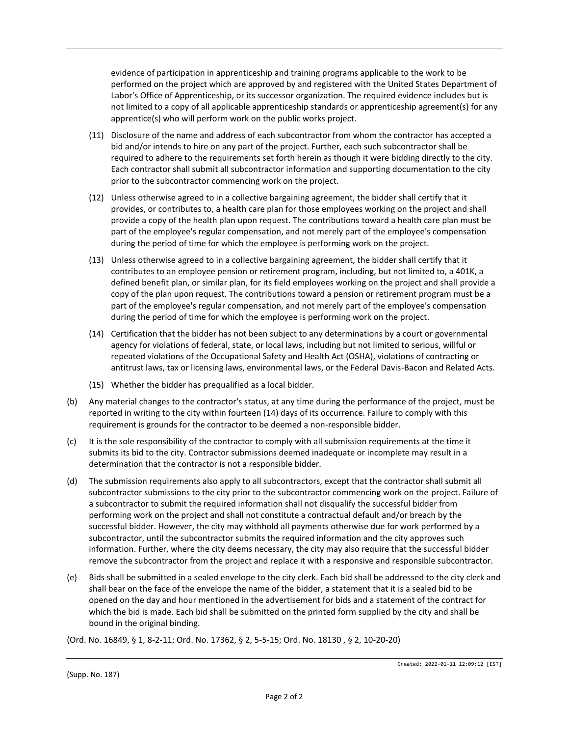evidence of participation in apprenticeship and training programs applicable to the work to be performed on the project which are approved by and registered with the United States Department of Labor's Office of Apprenticeship, or its successor organization. The required evidence includes but is not limited to a copy of all applicable apprenticeship standards or apprenticeship agreement(s) for any apprentice(s) who will perform work on the public works project.

(11) Disclosure of the name and address of each subcontractor from whom the contractor has accepted a bid and/or intends to hire on any part of the project. Further, each such subcontractor shall be required to adhere to the requirements set forth herein as though it were bidding directly to the city. Each contractor shall submit all subcontractor information and supporting documentation to the city prior to the subcontractor commencing work on the project.

(12) Unless otherwise agreed to in a collective bargaining agreement, the bidder shall certify that it provides, or contributes to, a health care plan for those employees working on the project and shall provide a copy of the health plan upon request. The contributions toward a health care plan must be part of the employee's regular compensation, and not merely part of the employee's compensation during the period of time for which the employee is performing work on the project.

(13) Unless otherwise agreed to in a collective bargaining agreement, the bidder shall certify that it contributes to an employee pension or retirement program, including, but not limited to, a 401K, a defined benefit plan, or similar plan, for its field employees working on the project and shall provide a copy of the plan upon request. The contributions toward a pension or retirement program must be a part of the employee's regular compensation, and not merely part of the employee's compensation during the period of time for which the employee is performing work on the project.

(14) Certification that the bidder has not been subject to any determinations by a court or governmental agency for violations of federal, state, or local laws, including but not limited to serious, willful or repeated violations of the Occupational Safety and Health Act (OSHA), violations of contracting or antitrust laws, tax or licensing laws, environmental laws, or the Federal Davis-Bacon and Related Acts.

(15) Whether the bidder has prequalified as a local bidder.

(b) Any material changes to the contractor's status, at any time during the performance of the project, must be reported in writing to the city within fourteen (14) days of its occurrence. Failure to comply with this requirement is grounds for the contractor to be deemed a non-responsible bidder.

(c) It is the sole responsibility of the contractor to comply with all submission requirements at the time it submits its bid to the city. Contractor submissions deemed inadequate or incomplete may result in a determination that the contractor is not a responsible bidder.

(d) The submission requirements also apply to all subcontractors, except that the contractor shall submit all subcontractor submissions to the city prior to the subcontractor commencing work on the project. Failure of a subcontractor to submit the required information shall not disqualify the successful bidder from performing work on the project and shall not constitute a contractual default and/or breach by the successful bidder. However, the city may withhold all payments otherwise due for work performed by a subcontractor, until the subcontractor submits the required information and the city approves such information. Further, where the city deems necessary, the city may also require that the successful bidder remove the subcontractor from the project and replace it with a responsive and responsible subcontractor.

(e) Bids shall be submitted in a sealed envelope to the city clerk. Each bid shall be addressed to the city clerk and shall bear on the face of the envelope the name of the bidder, a statement that it is a sealed bid to be opened on the day and hour mentioned in the advertisement for bids and a statement of the contract for which the bid is made. Each bid shall be submitted on the printed form supplied by the city and shall be bound in the original binding.

(Ord. No. 16849, § 1, 8-2-11; Ord. No. 17362, § 2, 5-5-15; Ord. No. 18130 , § 2, 10-20-20)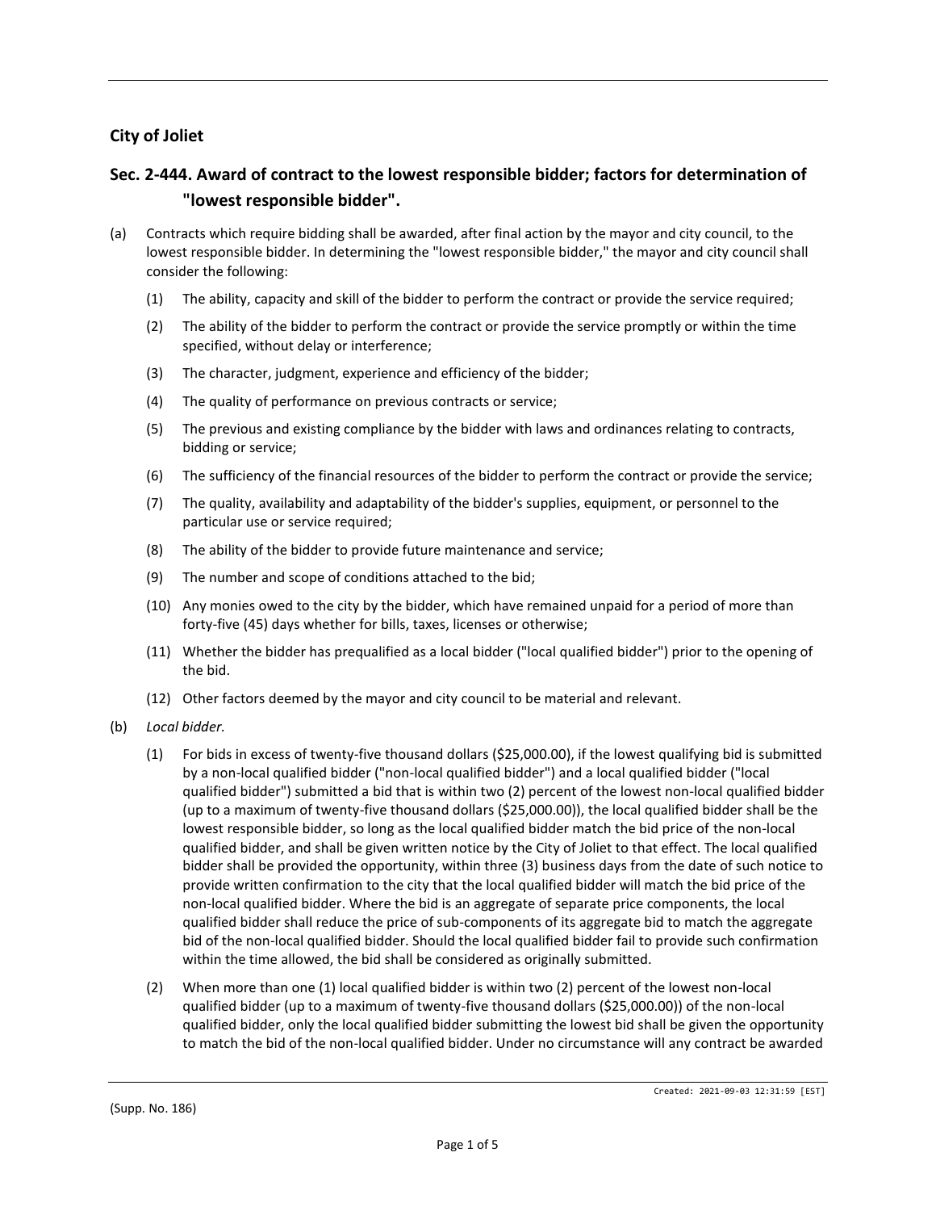**City of Joliet**

## Sec. 2-444. Award of contract to the lowest responsible bidder; factors for determination of "lowest responsible bidder".

(a) Contracts which require bidding shall be awarded, after final action by the mayor and city council, to the lowest responsible bidder. In determining the "lowest responsible bidder," the mayor and city council shall consider the following:

(1) The ability, capacity and skill of the bidder to perform the contract or provide the service required;

(2) The ability of the bidder to perform the contract or provide the service promptly or within the time specified, without delay or interference;

(3) The character, judgment, experience and efficiency of the bidder;

(4) The quality of performance on previous contracts or service;

(5) The previous and existing compliance by the bidder with laws and ordinances relating to contracts, bidding or service;

(6) The sufficiency of the financial resources of the bidder to perform the contract or provide the service;

(7) The quality, availability and adaptability of the bidder's supplies, equipment, or personnel to the particular use or service required;

(8) The ability of the bidder to provide future maintenance and service;

(9) The number and scope of conditions attached to the bid;

(10) Any monies owed to the city by the bidder, which have remained unpaid for a period of more than forty-five (45) days whether for bills, taxes, licenses or otherwise;

(11) Whether the bidder has prequalified as a local bidder ("local qualified bidder") prior to the opening of the bid.

(12) Other factors deemed by the mayor and city council to be material and relevant.

(b) *Local bidder.*

(1) For bids in excess of twenty-five thousand dollars ($25,000.00), if the lowest qualifying bid is submitted by a non-local qualified bidder ("non-local qualified bidder") and a local qualified bidder ("local qualified bidder") submitted a bid that is within two (2) percent of the lowest non-local qualified bidder (up to a maximum of twenty-five thousand dollars ($25,000.00)), the local qualified bidder shall be the lowest responsible bidder, so long as the local qualified bidder match the bid price of the non-local qualified bidder, and shall be given written notice by the City of Joliet to that effect. The local qualified bidder shall be provided the opportunity, within three (3) business days from the date of such notice to provide written confirmation to the city that the local qualified bidder will match the bid price of the non-local qualified bidder. Where the bid is an aggregate of separate price components, the local qualified bidder shall reduce the price of sub-components of its aggregate bid to match the aggregate bid of the non-local qualified bidder. Should the local qualified bidder fail to provide such confirmation within the time allowed, the bid shall be considered as originally submitted.

(2) When more than one (1) local qualified bidder is within two (2) percent of the lowest non-local qualified bidder (up to a maximum of twenty-five thousand dollars ($25,000.00)) of the non-local qualified bidder, only the local qualified bidder submitting the lowest bid shall be given the opportunity to match the bid of the non-local qualified bidder. Under no circumstance will any contract be awarded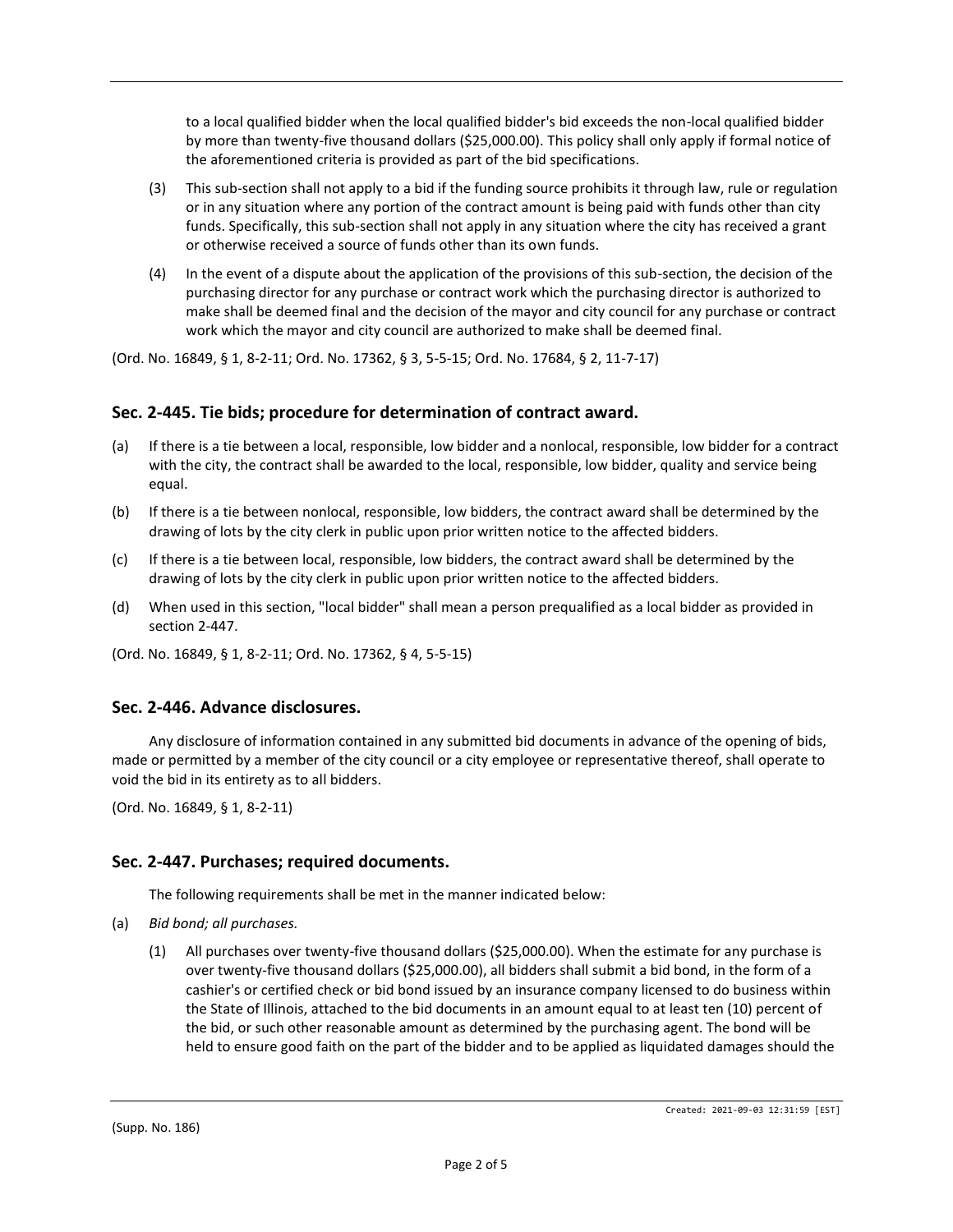to a local qualified bidder when the local qualified bidder's bid exceeds the non-local qualified bidder by more than twenty-five thousand dollars ($25,000.00). This policy shall only apply if formal notice of the aforementioned criteria is provided as part of the bid specifications.

(3) This sub-section shall not apply to a bid if the funding source prohibits it through law, rule or regulation or in any situation where any portion of the contract amount is being paid with funds other than city funds. Specifically, this sub-section shall not apply in any situation where the city has received a grant or otherwise received a source of funds other than its own funds.

(4) In the event of a dispute about the application of the provisions of this sub-section, the decision of the purchasing director for any purchase or contract work which the purchasing director is authorized to make shall be deemed final and the decision of the mayor and city council for any purchase or contract work which the mayor and city council are authorized to make shall be deemed final.

(Ord. No. 16849, § 1, 8-2-11; Ord. No. 17362, § 3, 5-5-15; Ord. No. 17684, § 2, 11-7-17)

## Sec. 2-445. Tie bids; procedure for determination of contract award.

(a) If there is a tie between a local, responsible, low bidder and a nonlocal, responsible, low bidder for a contract with the city, the contract shall be awarded to the local, responsible, low bidder, quality and service being equal.

(b) If there is a tie between nonlocal, responsible, low bidders, the contract award shall be determined by the drawing of lots by the city clerk in public upon prior written notice to the affected bidders.

(c) If there is a tie between local, responsible, low bidders, the contract award shall be determined by the drawing of lots by the city clerk in public upon prior written notice to the affected bidders.

(d) When used in this section, "local bidder" shall mean a person prequalified as a local bidder as provided in section 2-447.

(Ord. No. 16849, § 1, 8-2-11; Ord. No. 17362, § 4, 5-5-15)

## Sec. 2-446. Advance disclosures.

Any disclosure of information contained in any submitted bid documents in advance of the opening of bids, made or permitted by a member of the city council or a city employee or representative thereof, shall operate to void the bid in its entirety as to all bidders.

(Ord. No. 16849, § 1, 8-2-11)

## Sec. 2-447. Purchases; required documents.

The following requirements shall be met in the manner indicated below:

(a) *Bid bond; all purchases.*

(1) All purchases over twenty-five thousand dollars ($25,000.00). When the estimate for any purchase is over twenty-five thousand dollars ($25,000.00), all bidders shall submit a bid bond, in the form of a cashier's or certified check or bid bond issued by an insurance company licensed to do business within the State of Illinois, attached to the bid documents in an amount equal to at least ten (10) percent of the bid, or such other reasonable amount as determined by the purchasing agent. The bond will be held to ensure good faith on the part of the bidder and to be applied as liquidated damages should the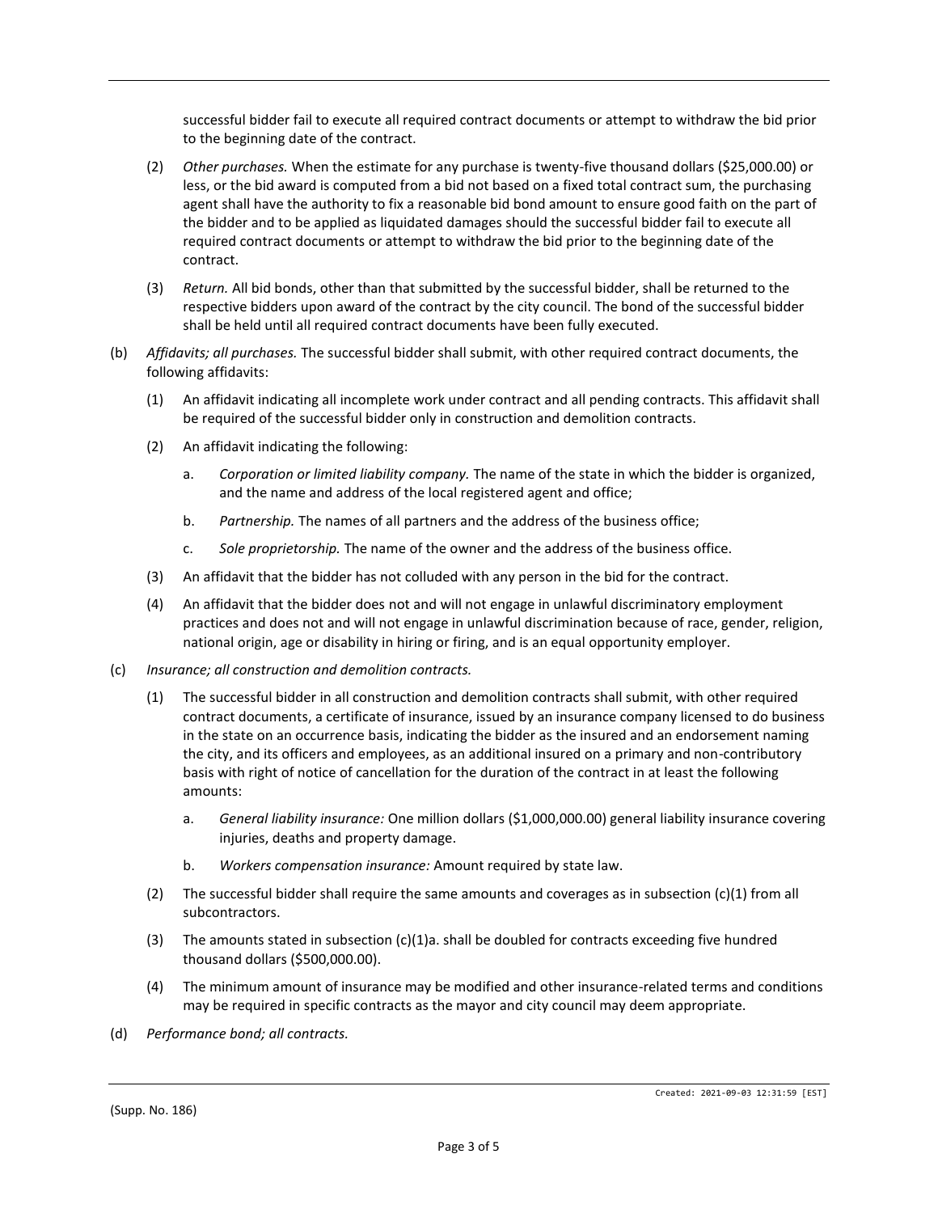successful bidder fail to execute all required contract documents or attempt to withdraw the bid prior to the beginning date of the contract.

(2) *Other purchases.* When the estimate for any purchase is twenty-five thousand dollars ($25,000.00) or less, or the bid award is computed from a bid not based on a fixed total contract sum, the purchasing agent shall have the authority to fix a reasonable bid bond amount to ensure good faith on the part of the bidder and to be applied as liquidated damages should the successful bidder fail to execute all required contract documents or attempt to withdraw the bid prior to the beginning date of the contract.

(3) *Return.* All bid bonds, other than that submitted by the successful bidder, shall be returned to the respective bidders upon award of the contract by the city council. The bond of the successful bidder shall be held until all required contract documents have been fully executed.

(b) *Affidavits; all purchases.* The successful bidder shall submit, with other required contract documents, the following affidavits:

(1) An affidavit indicating all incomplete work under contract and all pending contracts. This affidavit shall be required of the successful bidder only in construction and demolition contracts.

(2) An affidavit indicating the following:

a. *Corporation or limited liability company.* The name of the state in which the bidder is organized, and the name and address of the local registered agent and office;

b. *Partnership.* The names of all partners and the address of the business office;

c. *Sole proprietorship.* The name of the owner and the address of the business office.

(3) An affidavit that the bidder has not colluded with any person in the bid for the contract.

(4) An affidavit that the bidder does not and will not engage in unlawful discriminatory employment practices and does not and will not engage in unlawful discrimination because of race, gender, religion, national origin, age or disability in hiring or firing, and is an equal opportunity employer.

(c) *Insurance; all construction and demolition contracts.*

(1) The successful bidder in all construction and demolition contracts shall submit, with other required contract documents, a certificate of insurance, issued by an insurance company licensed to do business in the state on an occurrence basis, indicating the bidder as the insured and an endorsement naming the city, and its officers and employees, as an additional insured on a primary and non-contributory basis with right of notice of cancellation for the duration of the contract in at least the following amounts:

a. *General liability insurance:* One million dollars ($1,000,000.00) general liability insurance covering injuries, deaths and property damage.

b. *Workers compensation insurance:* Amount required by state law.

(2) The successful bidder shall require the same amounts and coverages as in subsection (c)(1) from all subcontractors.

(3) The amounts stated in subsection (c)(1)a. shall be doubled for contracts exceeding five hundred thousand dollars ($500,000.00).

(4) The minimum amount of insurance may be modified and other insurance-related terms and conditions may be required in specific contracts as the mayor and city council may deem appropriate.

(d) *Performance bond; all contracts.*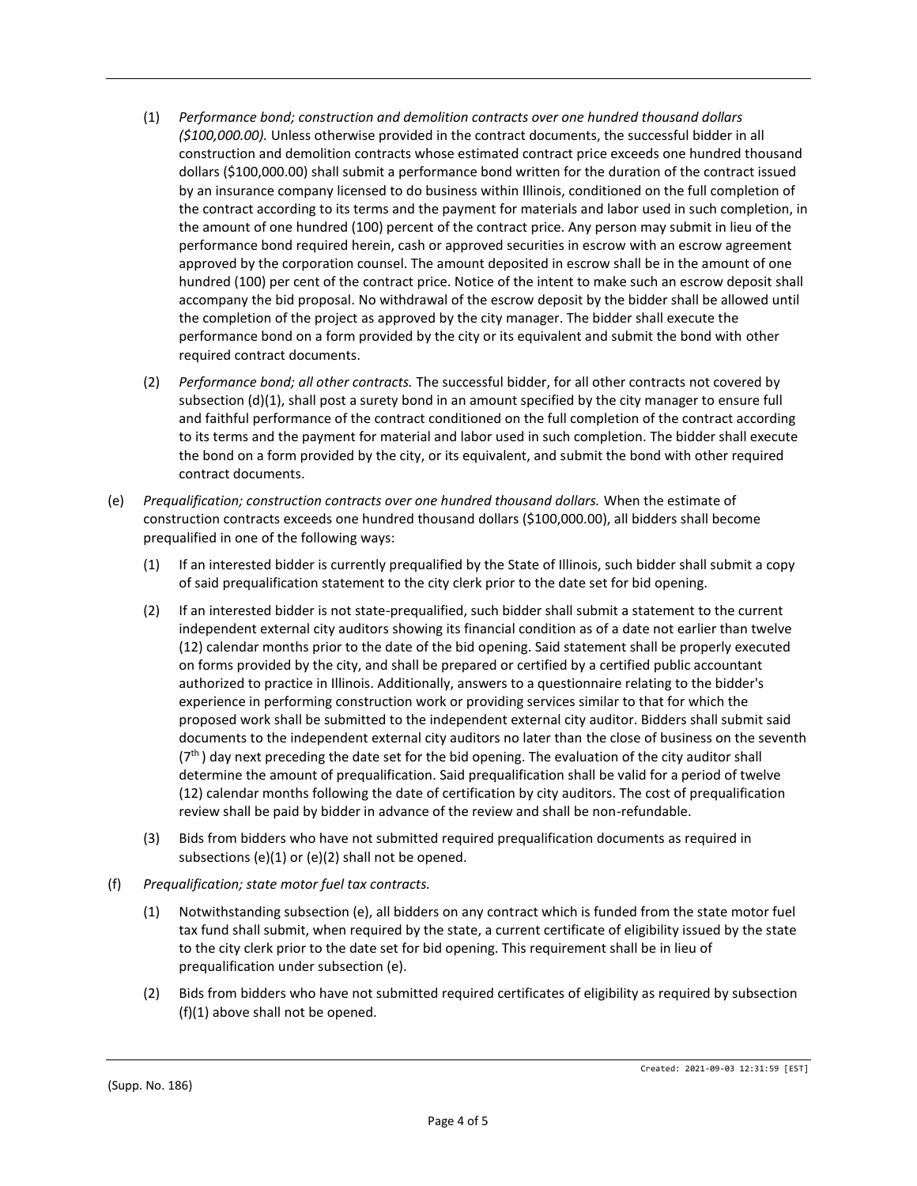(1) *Performance bond; construction and demolition contracts over one hundred thousand dollars ($100,000.00).* Unless otherwise provided in the contract documents, the successful bidder in all construction and demolition contracts whose estimated contract price exceeds one hundred thousand dollars ($100,000.00) shall submit a performance bond written for the duration of the contract issued by an insurance company licensed to do business within Illinois, conditioned on the full completion of the contract according to its terms and the payment for materials and labor used in such completion, in the amount of one hundred (100) percent of the contract price. Any person may submit in lieu of the performance bond required herein, cash or approved securities in escrow with an escrow agreement approved by the corporation counsel. The amount deposited in escrow shall be in the amount of one hundred (100) per cent of the contract price. Notice of the intent to make such an escrow deposit shall accompany the bid proposal. No withdrawal of the escrow deposit by the bidder shall be allowed until the completion of the project as approved by the city manager. The bidder shall execute the performance bond on a form provided by the city or its equivalent and submit the bond with other required contract documents.

(2) *Performance bond; all other contracts.* The successful bidder, for all other contracts not covered by subsection (d)(1), shall post a surety bond in an amount specified by the city manager to ensure full and faithful performance of the contract conditioned on the full completion of the contract according to its terms and the payment for material and labor used in such completion. The bidder shall execute the bond on a form provided by the city, or its equivalent, and submit the bond with other required contract documents.

(e) *Prequalification; construction contracts over one hundred thousand dollars.* When the estimate of construction contracts exceeds one hundred thousand dollars ($100,000.00), all bidders shall become prequalified in one of the following ways:

(1) If an interested bidder is currently prequalified by the State of Illinois, such bidder shall submit a copy of said prequalification statement to the city clerk prior to the date set for bid opening.

(2) If an interested bidder is not state-prequalified, such bidder shall submit a statement to the current independent external city auditors showing its financial condition as of a date not earlier than twelve (12) calendar months prior to the date of the bid opening. Said statement shall be properly executed on forms provided by the city, and shall be prepared or certified by a certified public accountant authorized to practice in Illinois. Additionally, answers to a questionnaire relating to the bidder's experience in performing construction work or providing services similar to that for which the proposed work shall be submitted to the independent external city auditor. Bidders shall submit said documents to the independent external city auditors no later than the close of business on the seventh (7th) day next preceding the date set for the bid opening. The evaluation of the city auditor shall determine the amount of prequalification. Said prequalification shall be valid for a period of twelve (12) calendar months following the date of certification by city auditors. The cost of prequalification review shall be paid by bidder in advance of the review and shall be non-refundable.

(3) Bids from bidders who have not submitted required prequalification documents as required in subsections (e)(1) or (e)(2) shall not be opened.

(f) *Prequalification; state motor fuel tax contracts.*

(1) Notwithstanding subsection (e), all bidders on any contract which is funded from the state motor fuel tax fund shall submit, when required by the state, a current certificate of eligibility issued by the state to the city clerk prior to the date set for bid opening. This requirement shall be in lieu of prequalification under subsection (e).

(2) Bids from bidders who have not submitted required certificates of eligibility as required by subsection (f)(1) above shall not be opened.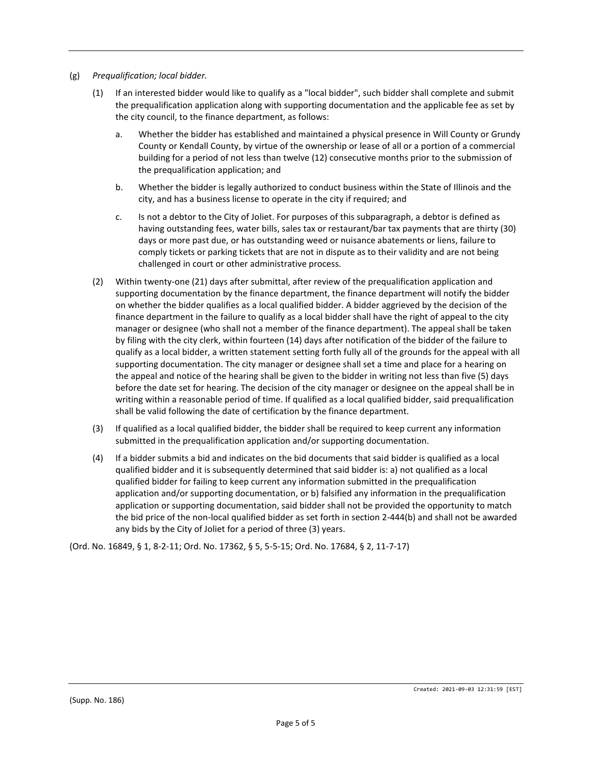(g) *Prequalification; local bidder.*

(1) If an interested bidder would like to qualify as a "local bidder", such bidder shall complete and submit the prequalification application along with supporting documentation and the applicable fee as set by the city council, to the finance department, as follows:

a. Whether the bidder has established and maintained a physical presence in Will County or Grundy County or Kendall County, by virtue of the ownership or lease of all or a portion of a commercial building for a period of not less than twelve (12) consecutive months prior to the submission of the prequalification application; and

b. Whether the bidder is legally authorized to conduct business within the State of Illinois and the city, and has a business license to operate in the city if required; and

c. Is not a debtor to the City of Joliet. For purposes of this subparagraph, a debtor is defined as having outstanding fees, water bills, sales tax or restaurant/bar tax payments that are thirty (30) days or more past due, or has outstanding weed or nuisance abatements or liens, failure to comply tickets or parking tickets that are not in dispute as to their validity and are not being challenged in court or other administrative process.

(2) Within twenty-one (21) days after submittal, after review of the prequalification application and supporting documentation by the finance department, the finance department will notify the bidder on whether the bidder qualifies as a local qualified bidder. A bidder aggrieved by the decision of the finance department in the failure to qualify as a local bidder shall have the right of appeal to the city manager or designee (who shall not a member of the finance department). The appeal shall be taken by filing with the city clerk, within fourteen (14) days after notification of the bidder of the failure to qualify as a local bidder, a written statement setting forth fully all of the grounds for the appeal with all supporting documentation. The city manager or designee shall set a time and place for a hearing on the appeal and notice of the hearing shall be given to the bidder in writing not less than five (5) days before the date set for hearing. The decision of the city manager or designee on the appeal shall be in writing within a reasonable period of time. If qualified as a local qualified bidder, said prequalification shall be valid following the date of certification by the finance department.

(3) If qualified as a local qualified bidder, the bidder shall be required to keep current any information submitted in the prequalification application and/or supporting documentation.

(4) If a bidder submits a bid and indicates on the bid documents that said bidder is qualified as a local qualified bidder and it is subsequently determined that said bidder is: a) not qualified as a local qualified bidder for failing to keep current any information submitted in the prequalification application and/or supporting documentation, or b) falsified any information in the prequalification application or supporting documentation, said bidder shall not be provided the opportunity to match the bid price of the non-local qualified bidder as set forth in section 2-444(b) and shall not be awarded any bids by the City of Joliet for a period of three (3) years.

(Ord. No. 16849, § 1, 8-2-11; Ord. No. 17362, § 5, 5-5-15; Ord. No. 17684, § 2, 11-7-17)